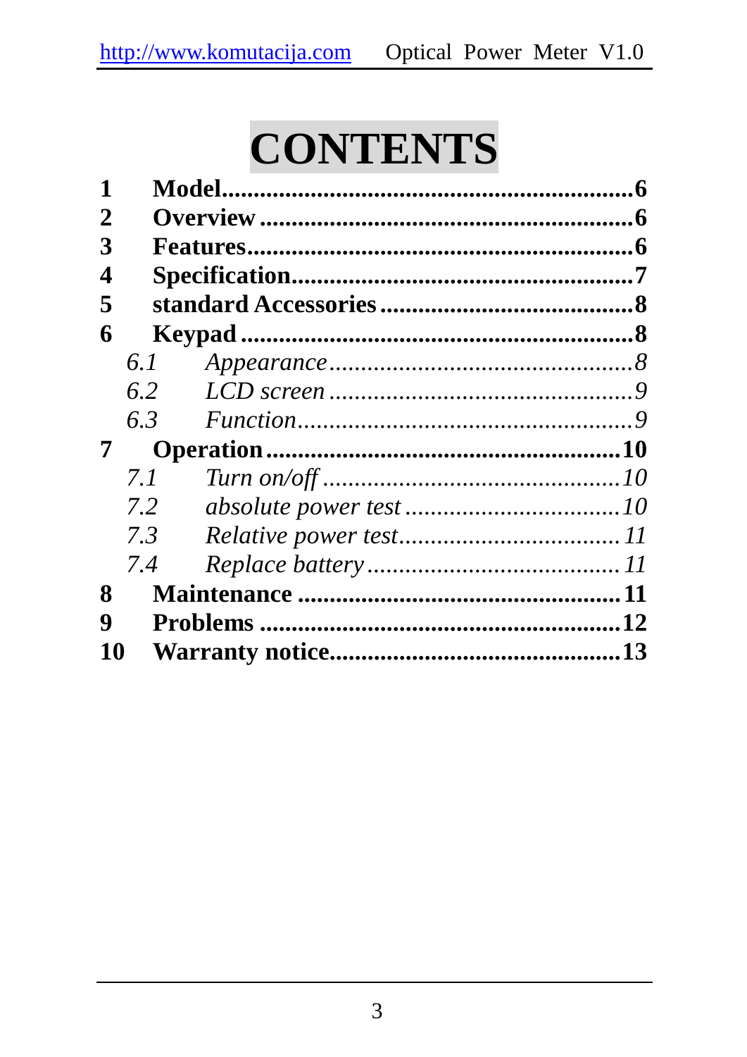# CONTENTS

**1 Model....................................................6**

**2 Overview ...............................................6**

**3 Features.................................................6**

**4 Specification..........................................7**

**5 standard Accessories ..............................8**

**6 Keypad ...................................................8**

*6.1 Appearance.........................................8*

*6.2 LCD screen .........................................9*

*6.3 Function...............................................9*

**7 Operation .............................................10**

*7.1 Turn on/off .........................................10*

*7.2 absolute power test .............................10*

*7.3 Relative power test...............................11*

*7.4 Replace battery ....................................11*

**8 Maintenance .........................................11**

**9 Problems ..............................................12**

**10 Warranty notice...................................13**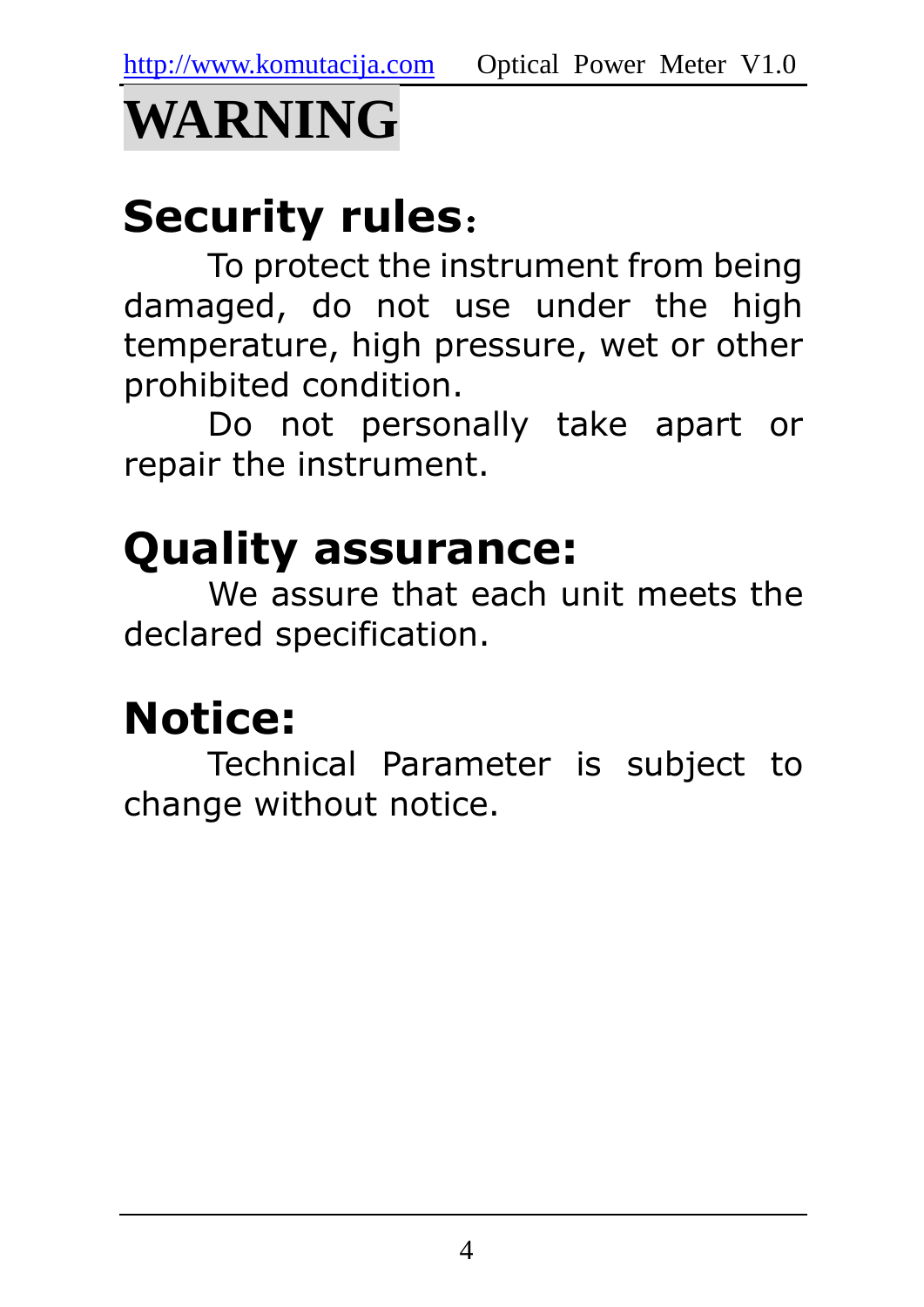# WARNING

## Security rules：

To protect the instrument from being damaged, do not use under the high temperature, high pressure, wet or other prohibited condition.

Do not personally take apart or repair the instrument.

## Quality assurance:

We assure that each unit meets the declared specification.

## Notice:

Technical Parameter is subject to change without notice.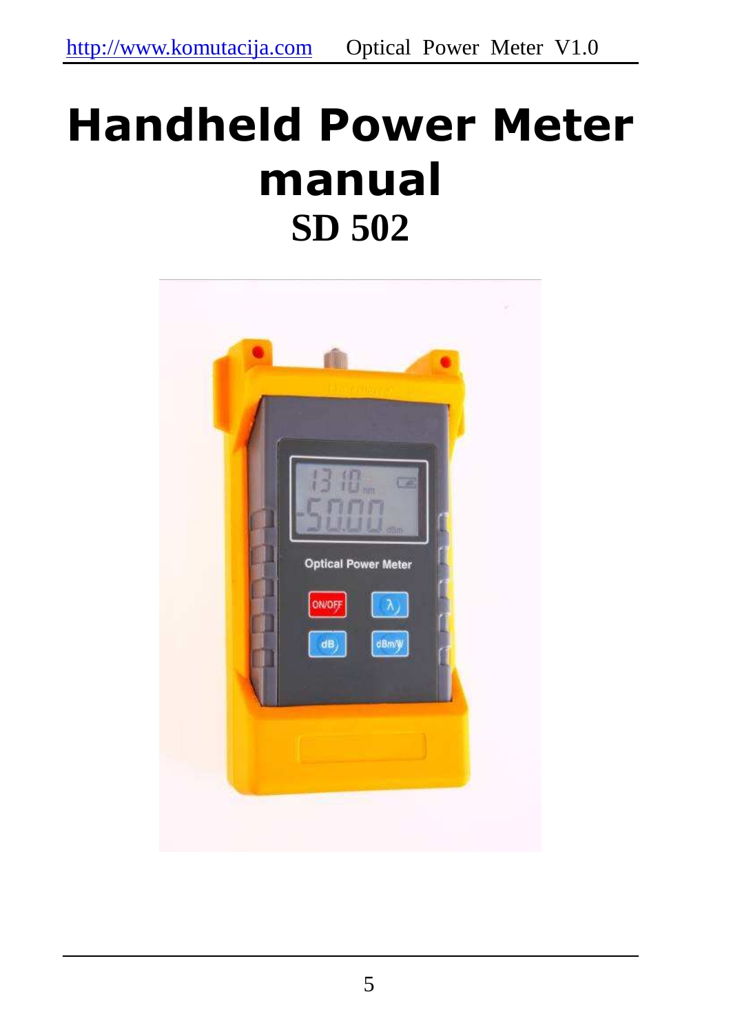# Handheld Power Meter manual

# SD 502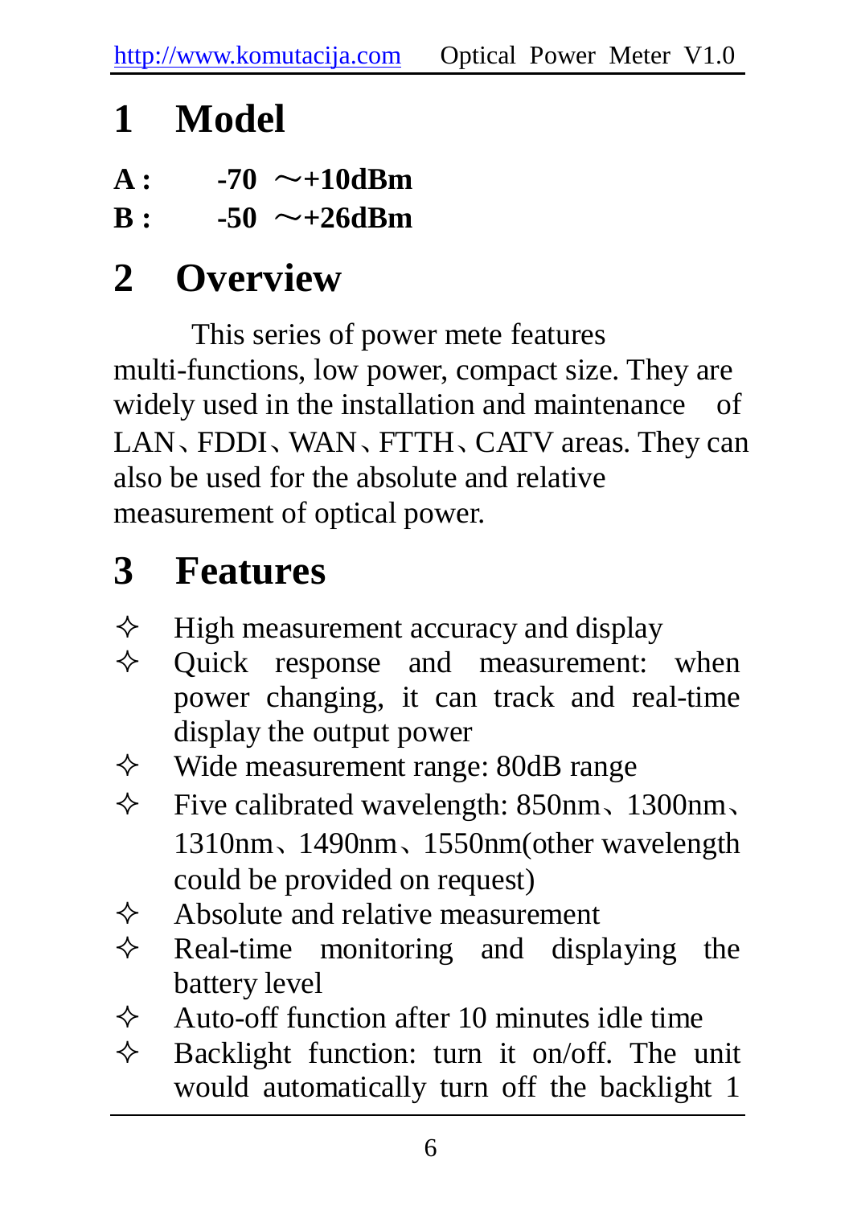# 1 Model

**A :** **-70 ～+10dBm**

**B :** **-50 ～+26dBm**

# 2 Overview

This series of power mete features multi-functions, low power, compact size. They are widely used in the installation and maintenance of LAN、FDDI、WAN、FTTH、CATV areas. They can also be used for the absolute and relative measurement of optical power.

# 3 Features

- ✧ High measurement accuracy and display
- ✧ Quick response and measurement: when power changing, it can track and real-time display the output power
- ✧ Wide measurement range: 80dB range
- ✧ Five calibrated wavelength: 850nm、1300nm、1310nm、1490nm、1550nm(other wavelength could be provided on request)
- ✧ Absolute and relative measurement
- ✧ Real-time monitoring and displaying the battery level
- ✧ Auto-off function after 10 minutes idle time
- ✧ Backlight function: turn it on/off. The unit would automatically turn off the backlight 1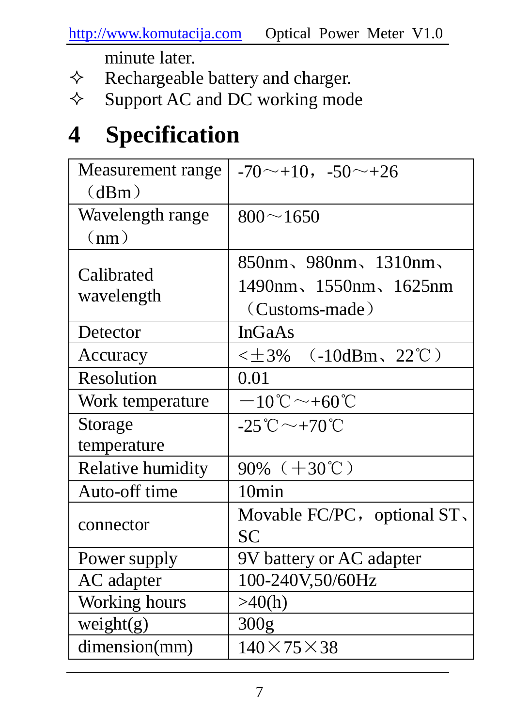minute later.

- ✧ Rechargeable battery and charger.
- ✧ Support AC and DC working mode

# 4 Specification

| Measurement range （dBm） | -70～+10，-50～+26 |
|---|---|
| Wavelength range （nm） | 800～1650 |
| Calibrated wavelength | 850nm、980nm、1310nm、1490nm、1550nm、1625nm （Customs-made） |
| Detector | InGaAs |
| Accuracy | <±3% （-10dBm、22℃） |
| Resolution | 0.01 |
| Work temperature | －10℃～+60℃ |
| Storage temperature | -25℃～+70℃ |
| Relative humidity | 90% （+30℃） |
| Auto-off time | 10min |
| connector | Movable FC/PC，optional ST、SC |
| Power supply | 9V battery or AC adapter |
| AC adapter | 100-240V,50/60Hz |
| Working hours | >40(h) |
| weight(g) | 300g |
| dimension(mm) | 140×75×38 |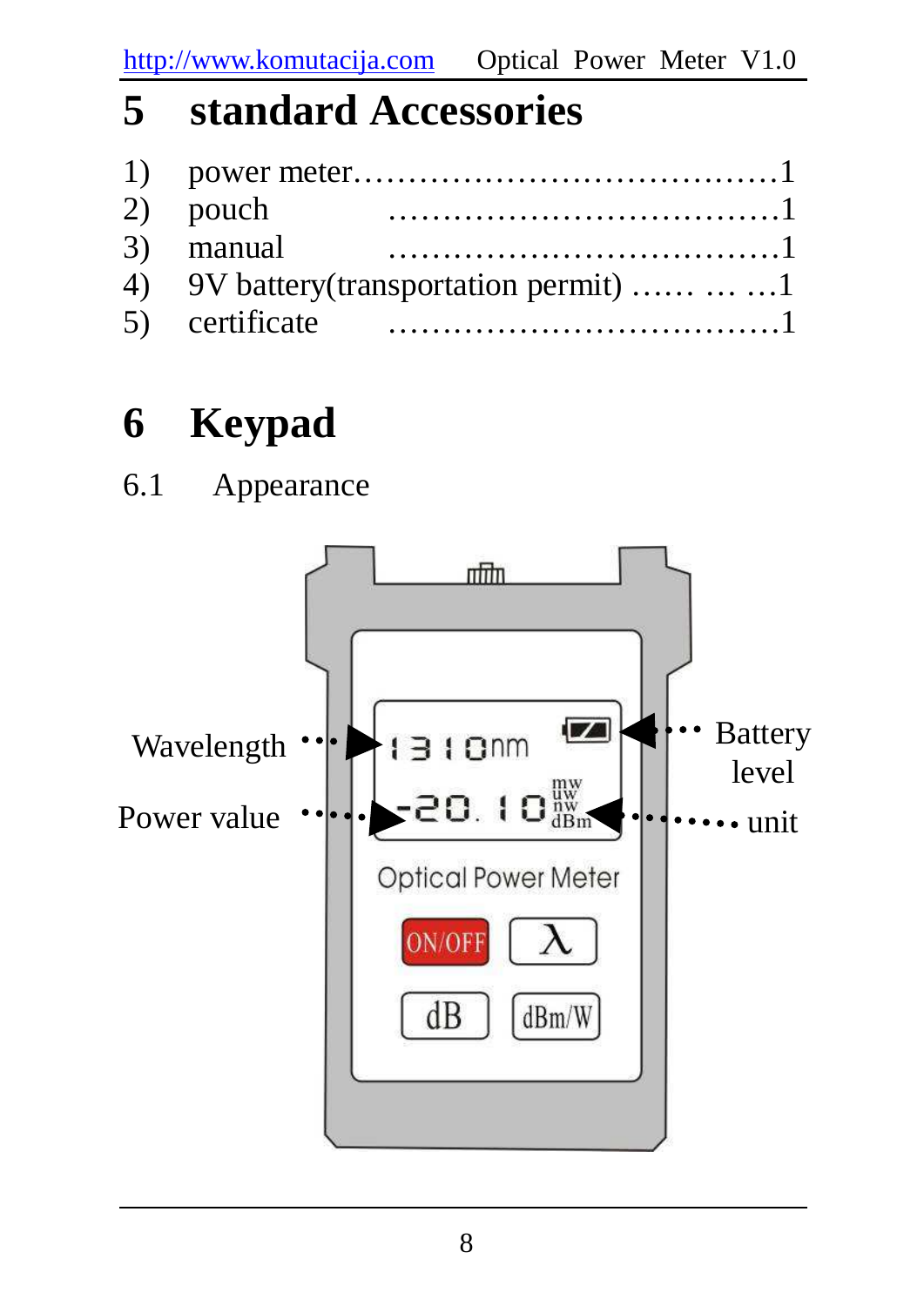# 5 standard Accessories

1) power meter……………………………………1
2) pouch ………………………………1
3) manual ………………………………1
4) 9V battery(transportation permit) …… … …1
5) certificate ………………………………1

# 6 Keypad

## 6.1 Appearance

Wavelength

Power value

Battery level

unit

1310nm

-20.10 mw uw nw dBm

Optical Power Meter

ON/OFF λ

dB dBm/W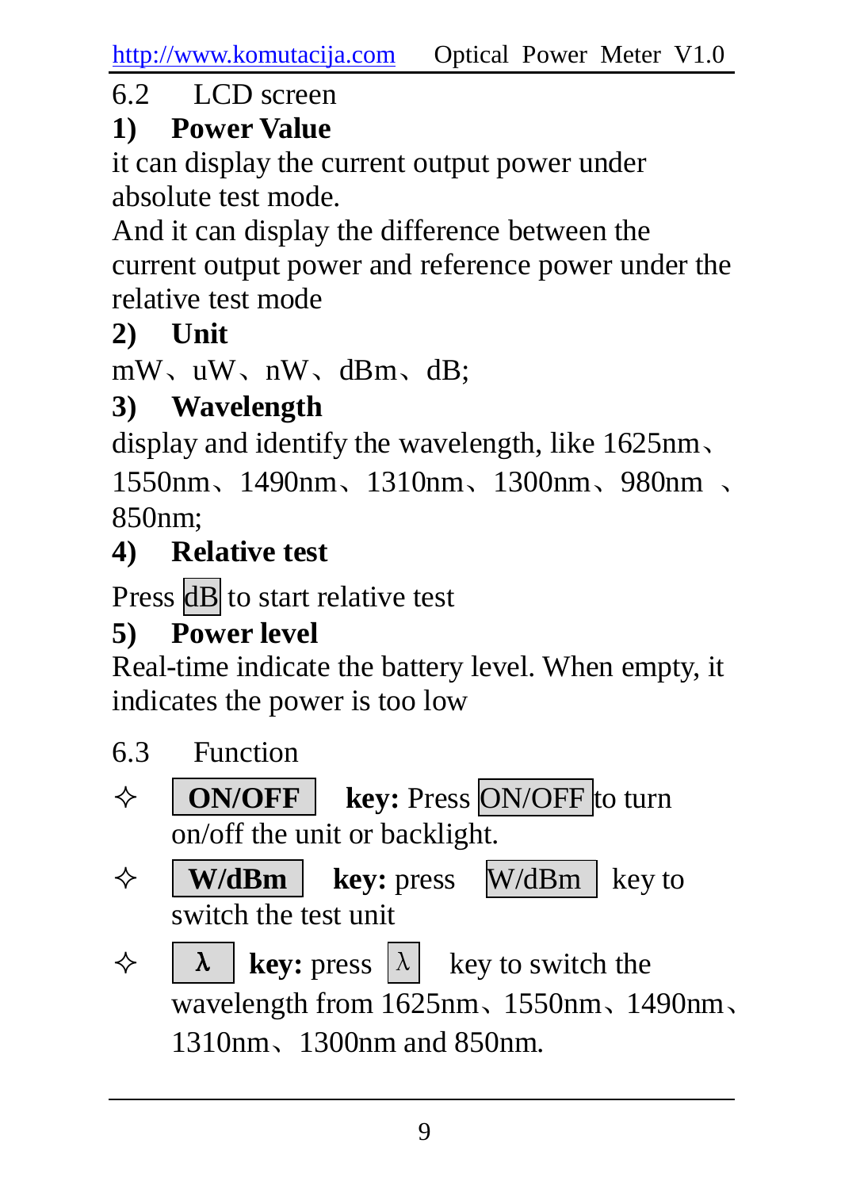## 6.2 LCD screen

**1) Power Value**

it can display the current output power under absolute test mode.

And it can display the difference between the current output power and reference power under the relative test mode

**2) Unit**

mW、uW、nW、dBm、dB;

**3) Wavelength**

display and identify the wavelength, like 1625nm、1550nm、1490nm、1310nm、1300nm、980nm 、850nm;

**4) Relative test**

Press dB to start relative test

**5) Power level**

Real-time indicate the battery level. When empty, it indicates the power is too low

## 6.3 Function

- ✧ **ON/OFF key:** Press ON/OFF to turn on/off the unit or backlight.
- ✧ **W/dBm key:** press W/dBm key to switch the test unit
- ✧ **λ key:** press λ key to switch the wavelength from 1625nm、1550nm、1490nm、1310nm、1300nm and 850nm.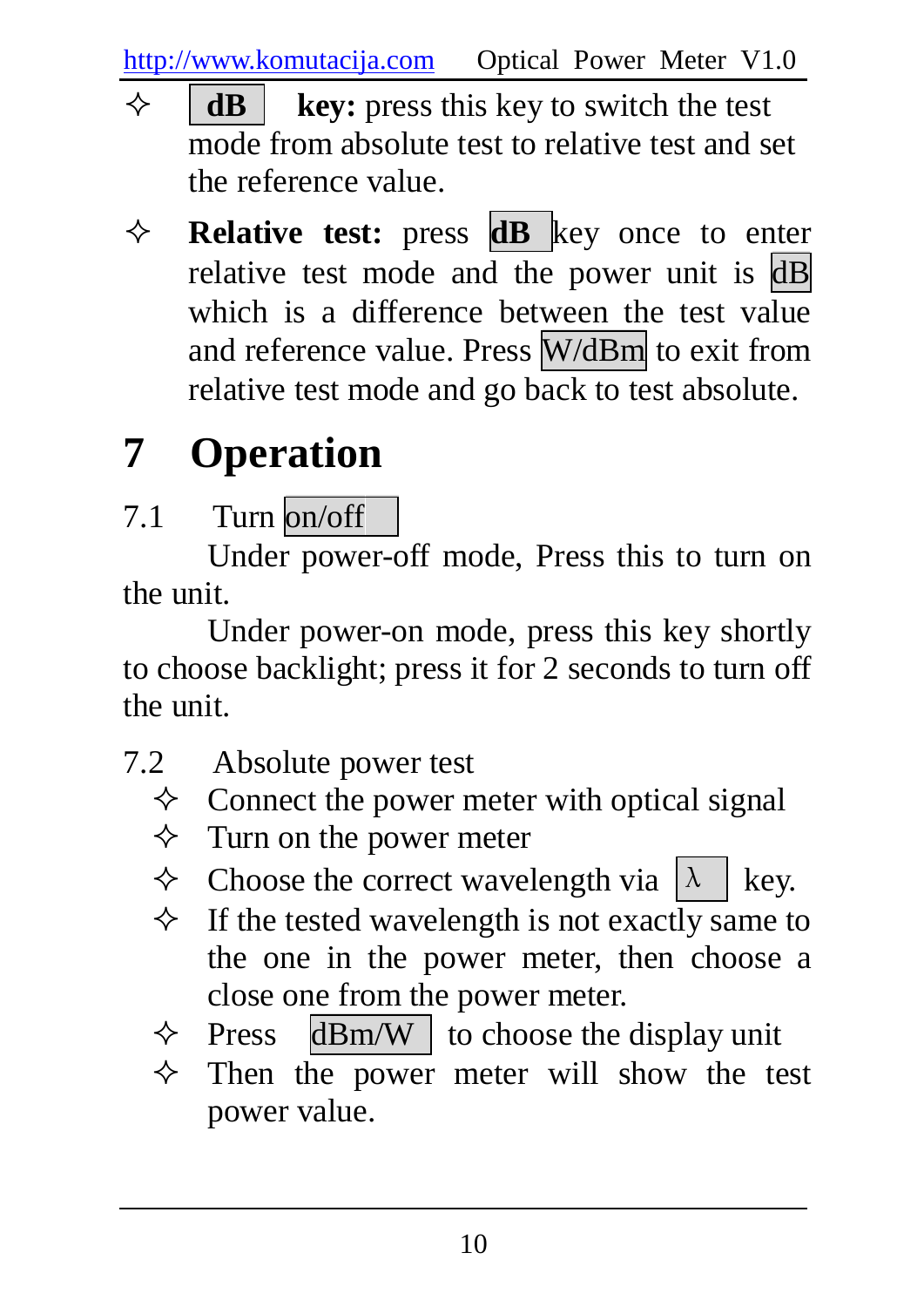- **dB key:** press this key to switch the test mode from absolute test to relative test and set the reference value.
- **Relative test:** press **dB** key once to enter relative test mode and the power unit is dB which is a difference between the test value and reference value. Press W/dBm to exit from relative test mode and go back to test absolute.

# 7 Operation

7.1 Turn on/off

Under power-off mode, Press this to turn on the unit.

Under power-on mode, press this key shortly to choose backlight; press it for 2 seconds to turn off the unit.

7.2 Absolute power test

- Connect the power meter with optical signal
- Turn on the power meter
- Choose the correct wavelength via λ key.
- If the tested wavelength is not exactly same to the one in the power meter, then choose a close one from the power meter.
- Press dBm/W to choose the display unit
- Then the power meter will show the test power value.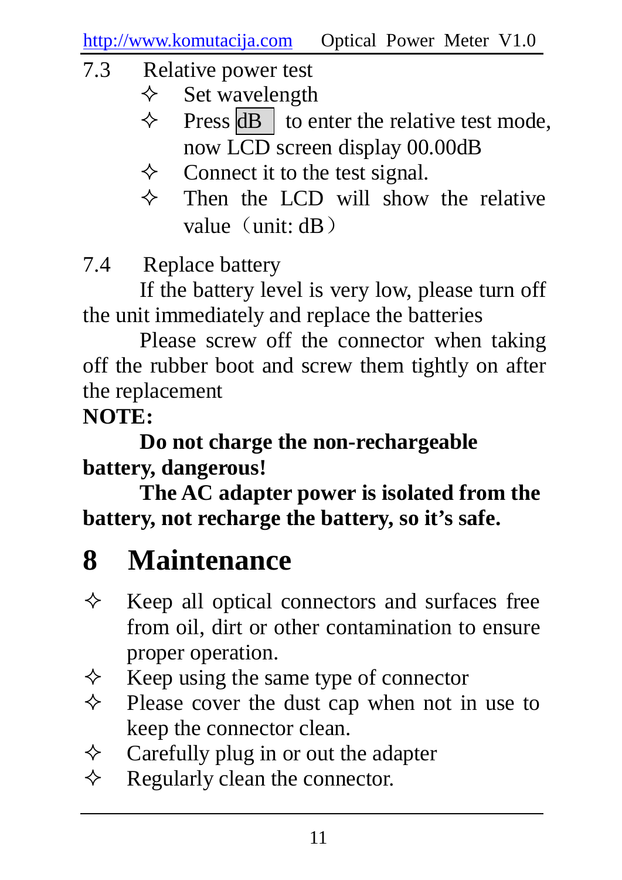### 7.3 Relative power test

- ✧ Set wavelength
- ✧ Press dB to enter the relative test mode, now LCD screen display 00.00dB
- ✧ Connect it to the test signal.
- ✧ Then the LCD will show the relative value（unit: dB）

### 7.4 Replace battery

If the battery level is very low, please turn off the unit immediately and replace the batteries

Please screw off the connector when taking off the rubber boot and screw them tightly on after the replacement

**NOTE:**

**Do not charge the non-rechargeable battery, dangerous!**

**The AC adapter power is isolated from the battery, not recharge the battery, so it's safe.**

# 8 Maintenance

- ✧ Keep all optical connectors and surfaces free from oil, dirt or other contamination to ensure proper operation.
- ✧ Keep using the same type of connector
- ✧ Please cover the dust cap when not in use to keep the connector clean.
- ✧ Carefully plug in or out the adapter
- ✧ Regularly clean the connector.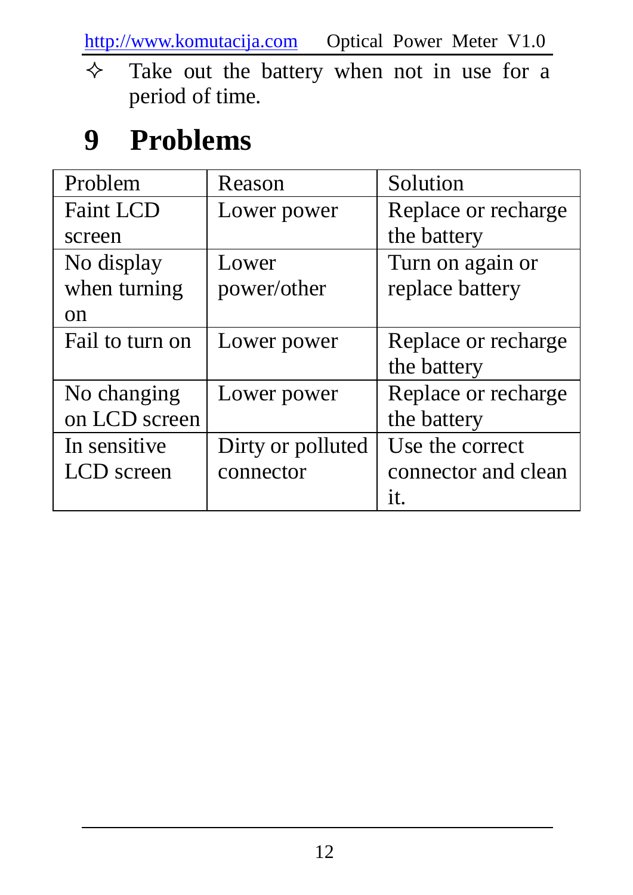- ✧ Take out the battery when not in use for a period of time.

# 9 Problems

| Problem | Reason | Solution |
|---|---|---|
| Faint LCD screen | Lower power | Replace or recharge the battery |
| No display when turning on | Lower power/other | Turn on again or replace battery |
| Fail to turn on | Lower power | Replace or recharge the battery |
| No changing on LCD screen | Lower power | Replace or recharge the battery |
| In sensitive LCD screen | Dirty or polluted connector | Use the correct connector and clean it. |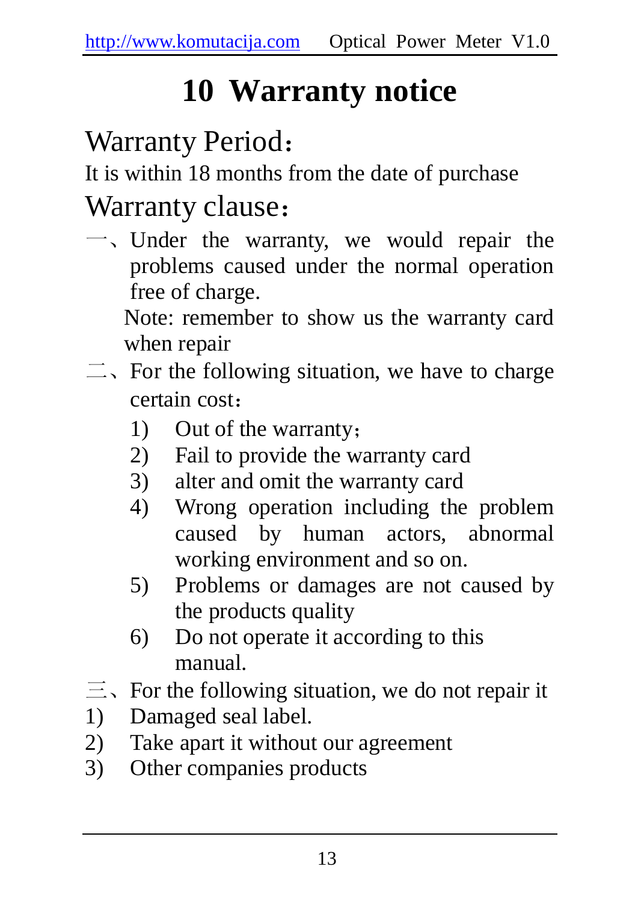# 10 Warranty notice

## Warranty Period：

It is within 18 months from the date of purchase

## Warranty clause：

一、Under the warranty, we would repair the problems caused under the normal operation free of charge.

Note: remember to show us the warranty card when repair

二、For the following situation, we have to charge certain cost：

1) Out of the warranty；
2) Fail to provide the warranty card
3) alter and omit the warranty card
4) Wrong operation including the problem caused by human actors, abnormal working environment and so on.
5) Problems or damages are not caused by the products quality
6) Do not operate it according to this manual.

三、For the following situation, we do not repair it

1) Damaged seal label.
2) Take apart it without our agreement
3) Other companies products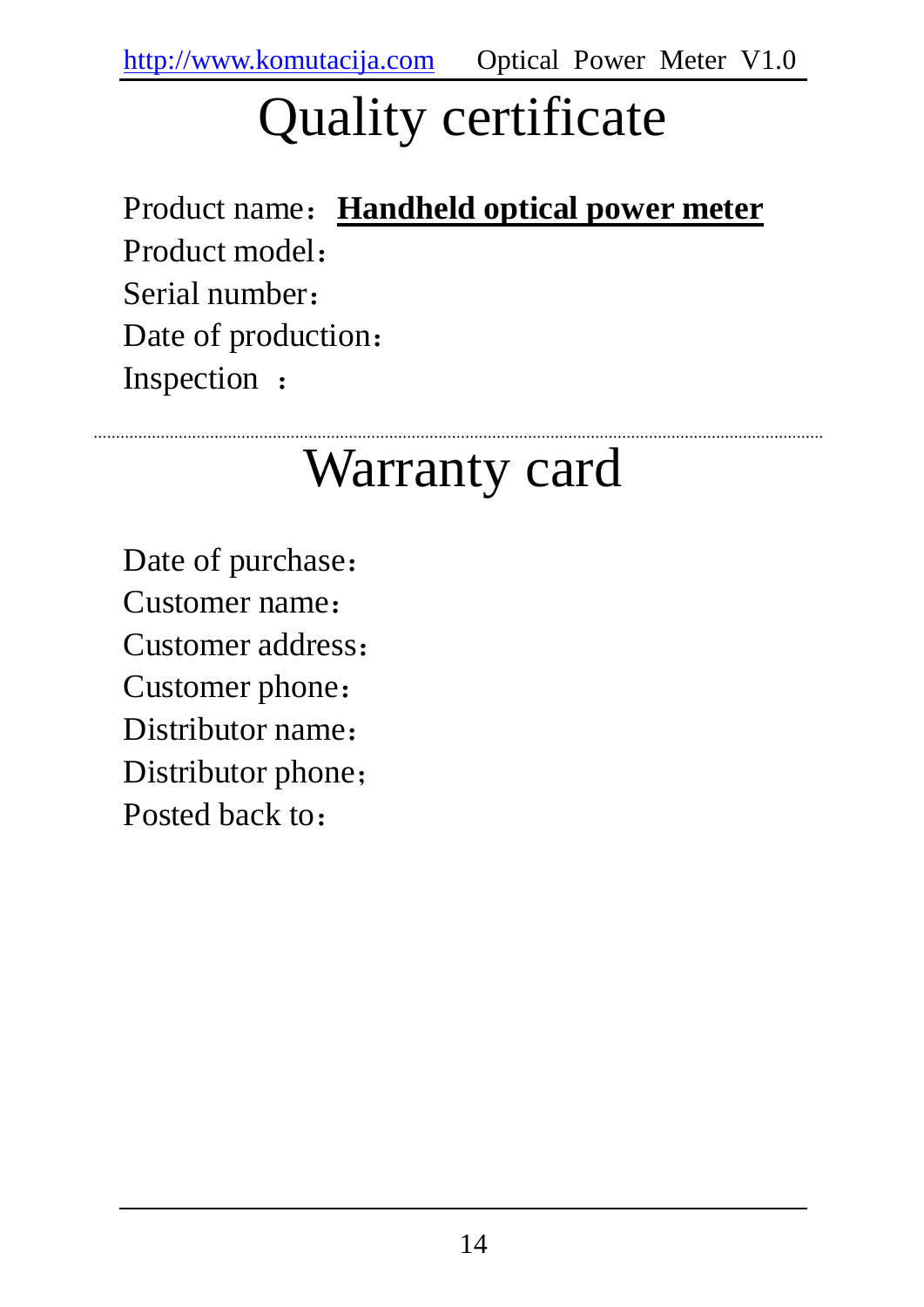# Quality certificate

Product name：**Handheld optical power meter**

Product model：

Serial number：

Date of production：

Inspection ：

---

# Warranty card

Date of purchase：

Customer name：

Customer address：

Customer phone：

Distributor name：

Distributor phone；

Posted back to：